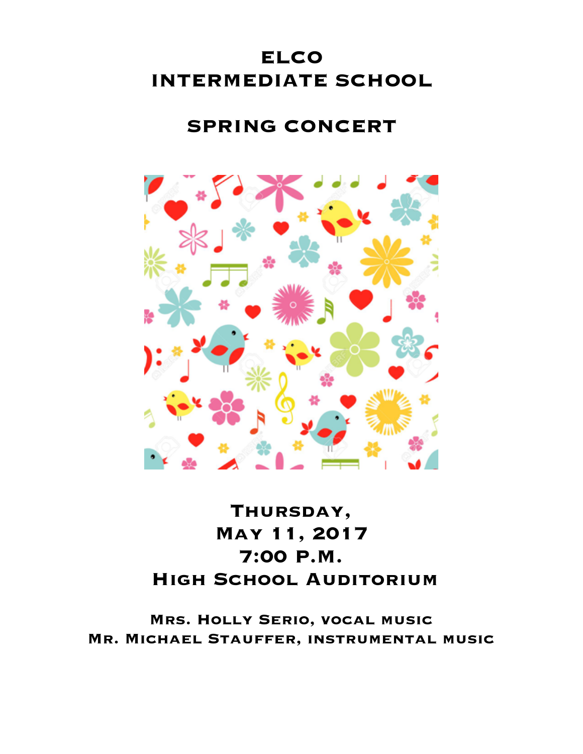# ELCO
# INTERMEDIATE SCHOOL

## SPRING CONCERT

**THURSDAY,**
**MAY 11, 2017**
**7:00 P.M.**
**HIGH SCHOOL AUDITORIUM**

**MRS. HOLLY SERIO, VOCAL MUSIC**
**MR. MICHAEL STAUFFER, INSTRUMENTAL MUSIC**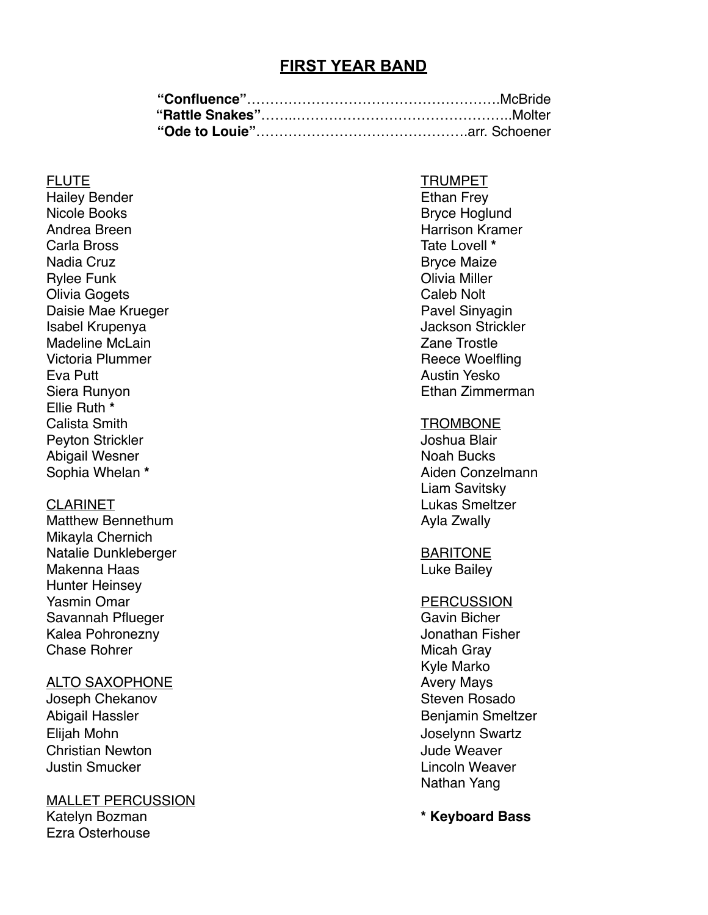# FIRST YEAR BAND

**"Confluence"**……………………………………………….McBride
**"Rattle Snakes"**……………………………………………..Molter
**"Ode to Louie"**……………………………………….arr. Schoener

FLUTE
Hailey Bender
Nicole Books
Andrea Breen
Carla Bross
Nadia Cruz
Rylee Funk
Olivia Gogets
Daisie Mae Krueger
Isabel Krupenya
Madeline McLain
Victoria Plummer
Eva Putt
Siera Runyon
Ellie Ruth **\***
Calista Smith
Peyton Strickler
Abigail Wesner
Sophia Whelan **\***

CLARINET
Matthew Bennethum
Mikayla Chernich
Natalie Dunkleberger
Makenna Haas
Hunter Heinsey
Yasmin Omar
Savannah Pflueger
Kalea Pohronezny
Chase Rohrer

ALTO SAXOPHONE
Joseph Chekanov
Abigail Hassler
Elijah Mohn
Christian Newton
Justin Smucker

MALLET PERCUSSION
Katelyn Bozman
Ezra Osterhouse

TRUMPET
Ethan Frey
Bryce Hoglund
Harrison Kramer
Tate Lovell **\***
Bryce Maize
Olivia Miller
Caleb Nolt
Pavel Sinyagin
Jackson Strickler
Zane Trostle
Reece Woelfling
Austin Yesko
Ethan Zimmerman

TROMBONE
Joshua Blair
Noah Bucks
Aiden Conzelmann
Liam Savitsky
Lukas Smeltzer
Ayla Zwally

BARITONE
Luke Bailey

PERCUSSION
Gavin Bicher
Jonathan Fisher
Micah Gray
Kyle Marko
Avery Mays
Steven Rosado
Benjamin Smeltzer
Joselynn Swartz
Jude Weaver
Lincoln Weaver
Nathan Yang

**\* Keyboard Bass**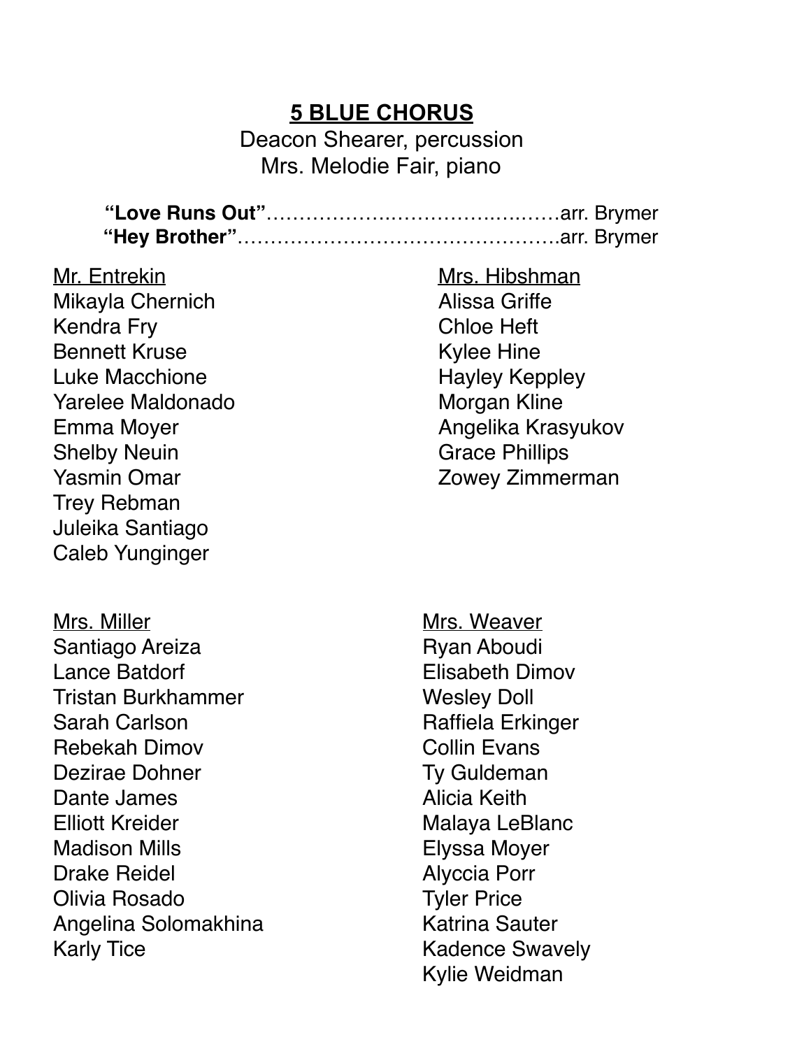## 5 BLUE CHORUS

Deacon Shearer, percussion
Mrs. Melodie Fair, piano

**"Love Runs Out"**……………………………………arr. Brymer
**"Hey Brother"**……………………………………….arr. Brymer

Mr. Entrekin
Mikayla Chernich
Kendra Fry
Bennett Kruse
Luke Macchione
Yarelee Maldonado
Emma Moyer
Shelby Neuin
Yasmin Omar
Trey Rebman
Juleika Santiago
Caleb Yunginger

Mrs. Hibshman
Alissa Griffe
Chloe Heft
Kylee Hine
Hayley Keppley
Morgan Kline
Angelika Krasyukov
Grace Phillips
Zowey Zimmerman

Mrs. Miller
Santiago Areiza
Lance Batdorf
Tristan Burkhammer
Sarah Carlson
Rebekah Dimov
Dezirae Dohner
Dante James
Elliott Kreider
Madison Mills
Drake Reidel
Olivia Rosado
Angelina Solomakhina
Karly Tice

Mrs. Weaver
Ryan Aboudi
Elisabeth Dimov
Wesley Doll
Raffiela Erkinger
Collin Evans
Ty Guldeman
Alicia Keith
Malaya LeBlanc
Elyssa Moyer
Alyccia Porr
Tyler Price
Katrina Sauter
Kadence Swavely
Kylie Weidman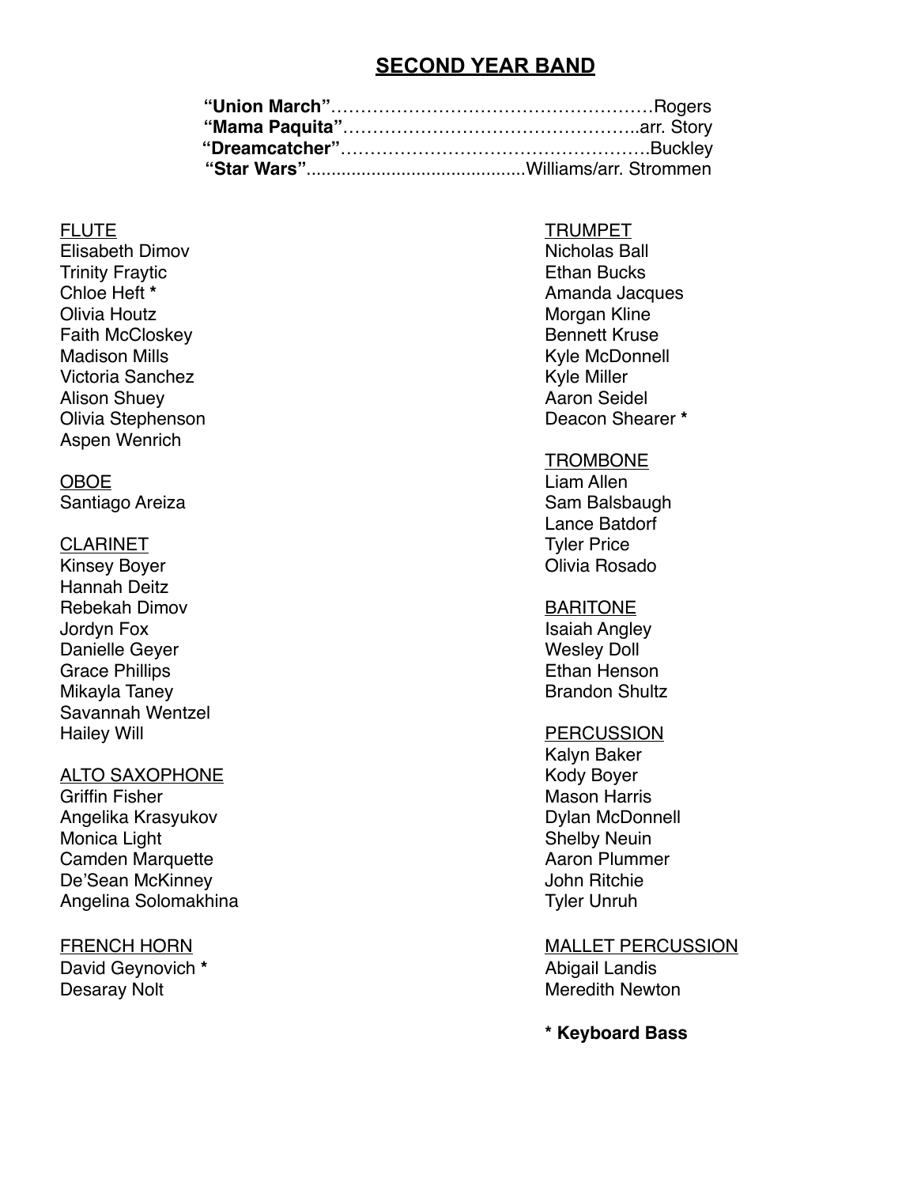# SECOND YEAR BAND

**"Union March"**……………………………………………Rogers
**"Mama Paquita"**…………………………………………arr. Story
**"Dreamcatcher"**…………………………………………Buckley
**"Star Wars"**............................................Williams/arr. Strommen

FLUTE
Elisabeth Dimov
Trinity Fraytic
Chloe Heft *
Olivia Houtz
Faith McCloskey
Madison Mills
Victoria Sanchez
Alison Shuey
Olivia Stephenson
Aspen Wenrich

OBOE
Santiago Areiza

CLARINET
Kinsey Boyer
Hannah Deitz
Rebekah Dimov
Jordyn Fox
Danielle Geyer
Grace Phillips
Mikayla Taney
Savannah Wentzel
Hailey Will

ALTO SAXOPHONE
Griffin Fisher
Angelika Krasyukov
Monica Light
Camden Marquette
De'Sean McKinney
Angelina Solomakhina

FRENCH HORN
David Geynovich *
Desaray Nolt

TRUMPET
Nicholas Ball
Ethan Bucks
Amanda Jacques
Morgan Kline
Bennett Kruse
Kyle McDonnell
Kyle Miller
Aaron Seidel
Deacon Shearer *

TROMBONE
Liam Allen
Sam Balsbaugh
Lance Batdorf
Tyler Price
Olivia Rosado

BARITONE
Isaiah Angley
Wesley Doll
Ethan Henson
Brandon Shultz

PERCUSSION
Kalyn Baker
Kody Boyer
Mason Harris
Dylan McDonnell
Shelby Neuin
Aaron Plummer
John Ritchie
Tyler Unruh

MALLET PERCUSSION
Abigail Landis
Meredith Newton

**\* Keyboard Bass**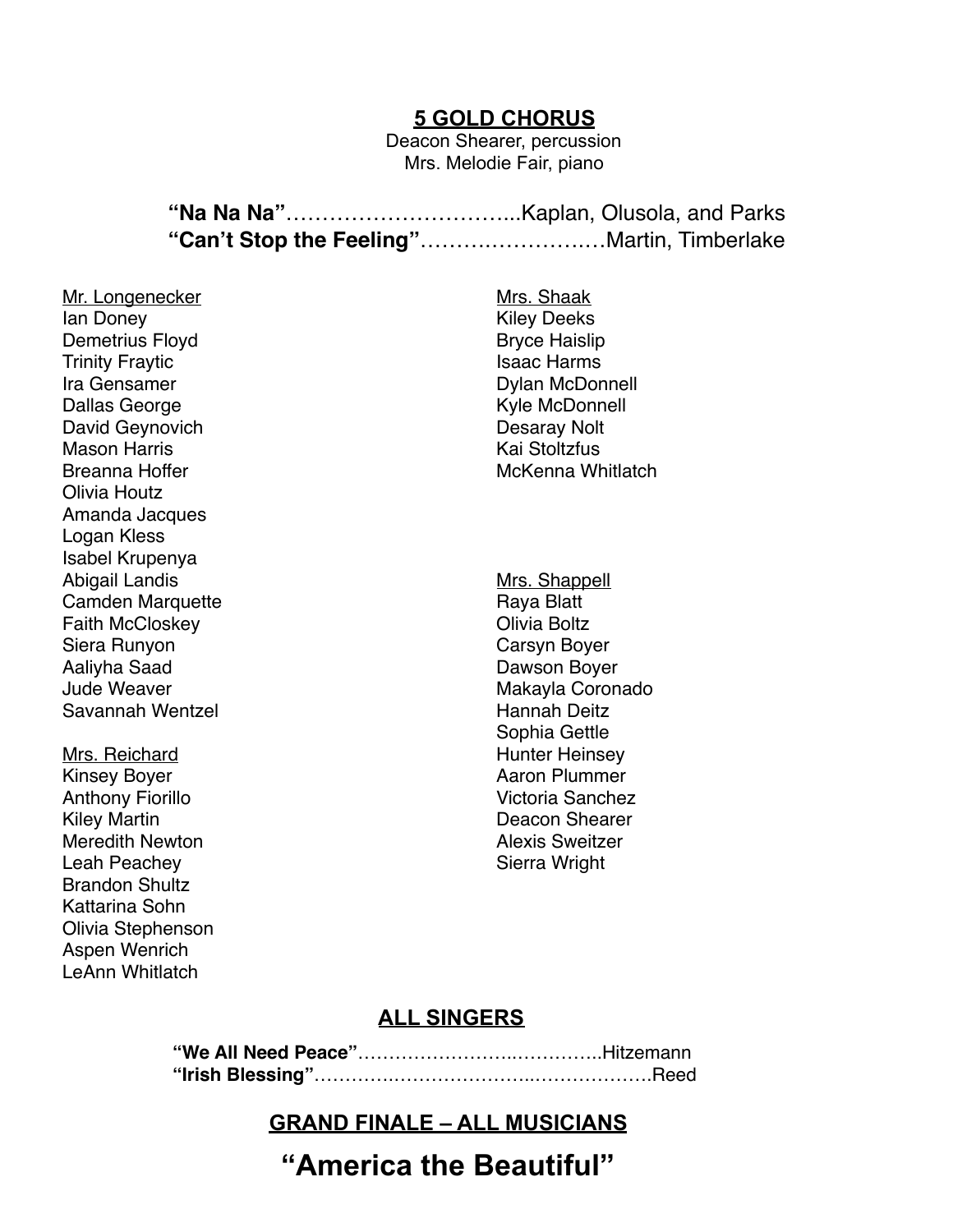## 5 GOLD CHORUS

Deacon Shearer, percussion
Mrs. Melodie Fair, piano

**"Na Na Na"**…………………………...Kaplan, Olusola, and Parks
**"Can't Stop the Feeling"**………………………Martin, Timberlake

Mr. Longenecker
Ian Doney
Demetrius Floyd
Trinity Fraytic
Ira Gensamer
Dallas George
David Geynovich
Mason Harris
Breanna Hoffer
Olivia Houtz
Amanda Jacques
Logan Kless
Isabel Krupenya
Abigail Landis
Camden Marquette
Faith McCloskey
Siera Runyon
Aaliyha Saad
Jude Weaver
Savannah Wentzel

Mrs. Reichard
Kinsey Boyer
Anthony Fiorillo
Kiley Martin
Meredith Newton
Leah Peachey
Brandon Shultz
Kattarina Sohn
Olivia Stephenson
Aspen Wenrich
LeAnn Whitlatch

Mrs. Shaak
Kiley Deeks
Bryce Haislip
Isaac Harms
Dylan McDonnell
Kyle McDonnell
Desaray Nolt
Kai Stoltzfus
McKenna Whitlatch

Mrs. Shappell
Raya Blatt
Olivia Boltz
Carsyn Boyer
Dawson Boyer
Makayla Coronado
Hannah Deitz
Sophia Gettle
Hunter Heinsey
Aaron Plummer
Victoria Sanchez
Deacon Shearer
Alexis Sweitzer
Sierra Wright

## ALL SINGERS

**"We All Need Peace"**…………………………………..Hitzemann
**"Irish Blessing"**……………………………………………….Reed

## GRAND FINALE – ALL MUSICIANS

# "America the Beautiful"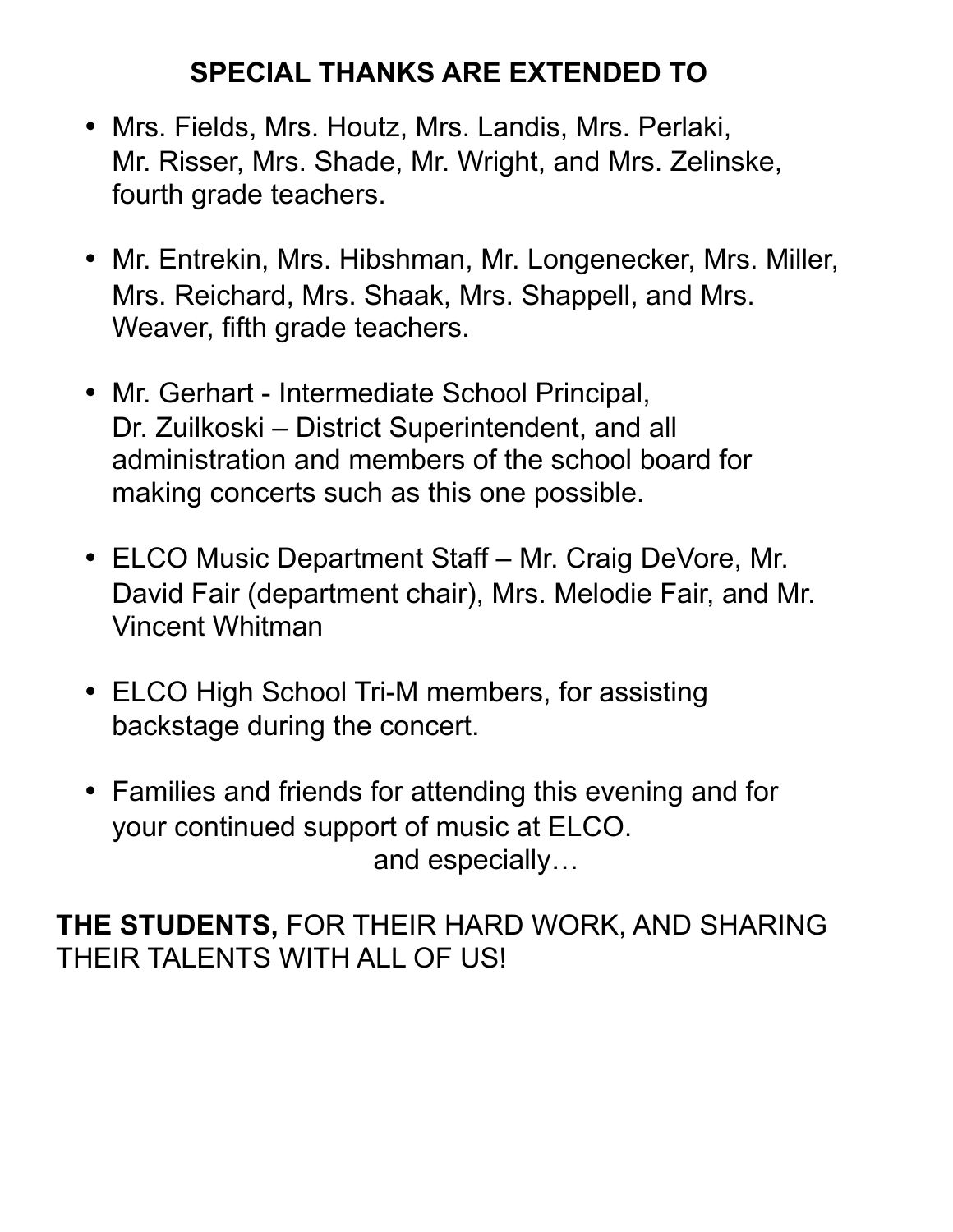## SPECIAL THANKS ARE EXTENDED TO

- Mrs. Fields, Mrs. Houtz, Mrs. Landis, Mrs. Perlaki, Mr. Risser, Mrs. Shade, Mr. Wright, and Mrs. Zelinske, fourth grade teachers.
- Mr. Entrekin, Mrs. Hibshman, Mr. Longenecker, Mrs. Miller, Mrs. Reichard, Mrs. Shaak, Mrs. Shappell, and Mrs. Weaver, fifth grade teachers.
- Mr. Gerhart - Intermediate School Principal, Dr. Zuilkoski – District Superintendent, and all administration and members of the school board for making concerts such as this one possible.
- ELCO Music Department Staff – Mr. Craig DeVore, Mr. David Fair (department chair), Mrs. Melodie Fair, and Mr. Vincent Whitman
- ELCO High School Tri-M members, for assisting backstage during the concert.
- Families and friends for attending this evening and for your continued support of music at ELCO.

and especially…

**THE STUDENTS,** FOR THEIR HARD WORK, AND SHARING THEIR TALENTS WITH ALL OF US!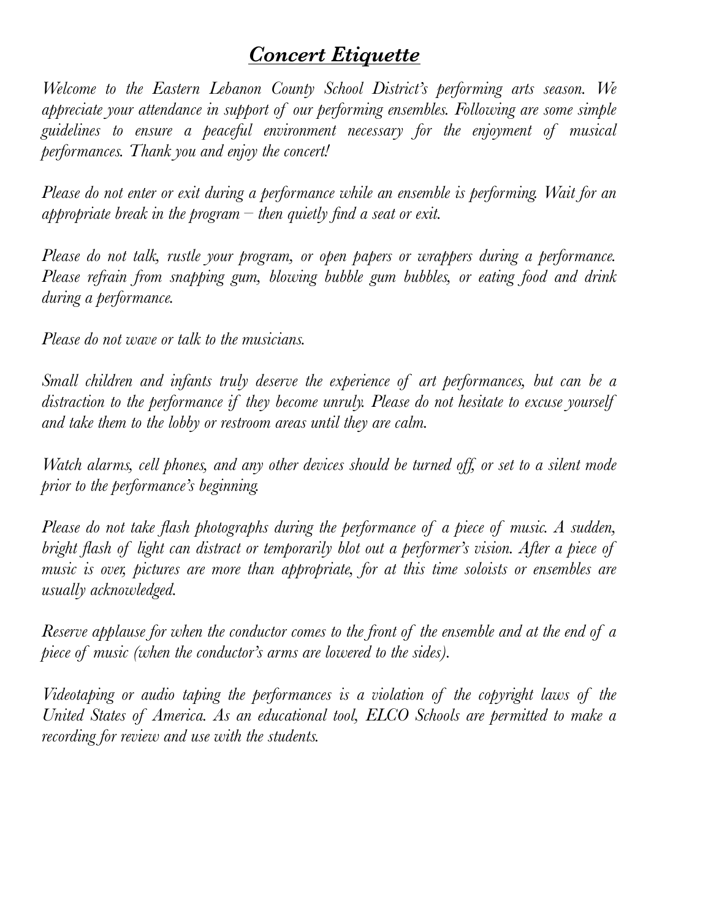# ***Concert Etiquette***

*Welcome to the Eastern Lebanon County School District's performing arts season. We appreciate your attendance in support of our performing ensembles. Following are some simple guidelines to ensure a peaceful environment necessary for the enjoyment of musical performances. Thank you and enjoy the concert!*

*Please do not enter or exit during a performance while an ensemble is performing. Wait for an appropriate break in the program – then quietly find a seat or exit.*

*Please do not talk, rustle your program, or open papers or wrappers during a performance. Please refrain from snapping gum, blowing bubble gum bubbles, or eating food and drink during a performance.*

*Please do not wave or talk to the musicians.*

*Small children and infants truly deserve the experience of art performances, but can be a distraction to the performance if they become unruly. Please do not hesitate to excuse yourself and take them to the lobby or restroom areas until they are calm.*

*Watch alarms, cell phones, and any other devices should be turned off, or set to a silent mode prior to the performance's beginning.*

*Please do not take flash photographs during the performance of a piece of music. A sudden, bright flash of light can distract or temporarily blot out a performer's vision. After a piece of music is over, pictures are more than appropriate, for at this time soloists or ensembles are usually acknowledged.*

*Reserve applause for when the conductor comes to the front of the ensemble and at the end of a piece of music (when the conductor's arms are lowered to the sides).*

*Videotaping or audio taping the performances is a violation of the copyright laws of the United States of America. As an educational tool, ELCO Schools are permitted to make a recording for review and use with the students.*